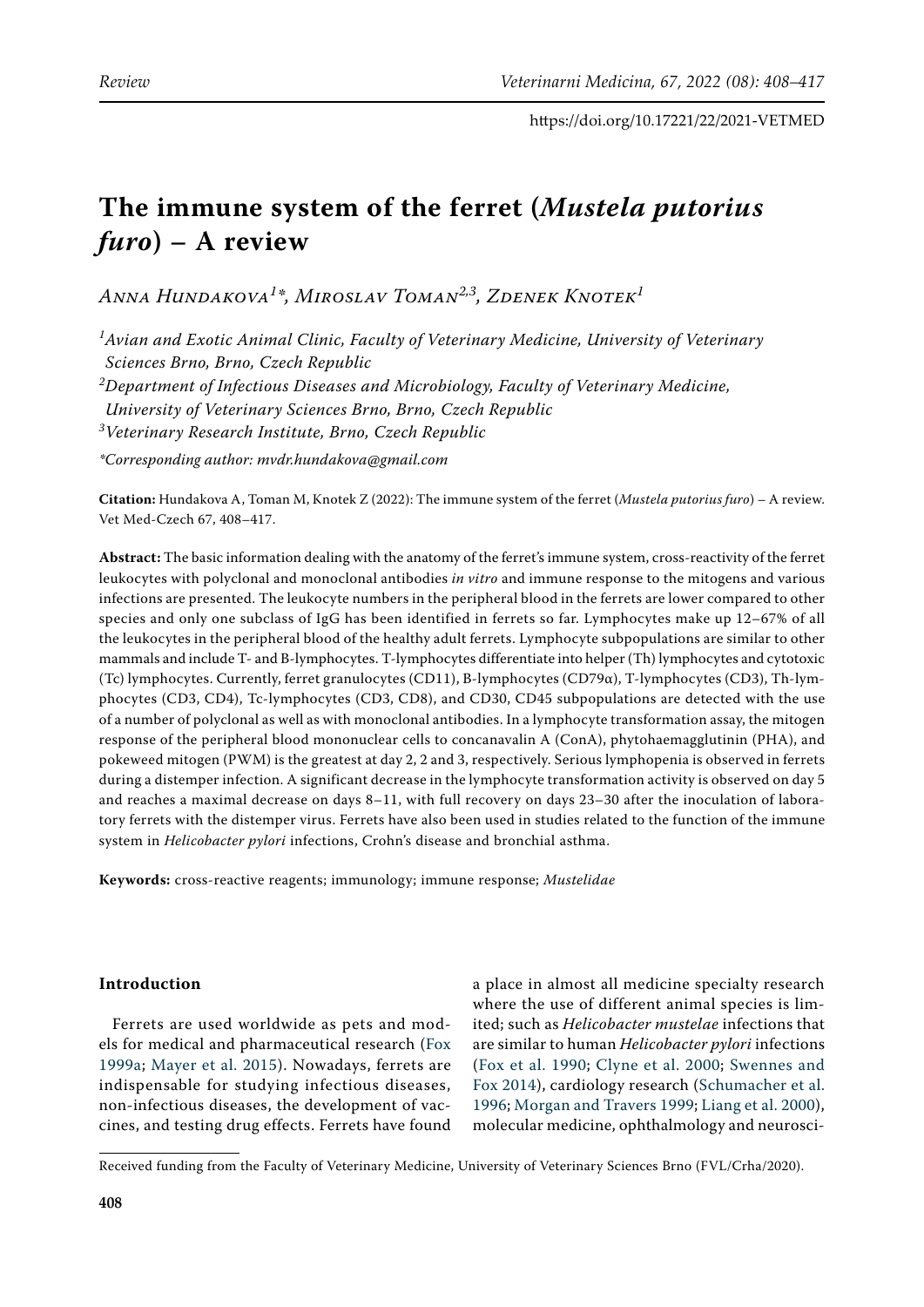# The immune system of the ferret (*Mustela putorius furo*) – A review

*Anna Hundakova[1]\*, Miroslav Toman[2,3], Zdenek Knotek[1]*

[1]Avian and Exotic Animal Clinic, Faculty of Veterinary Medicine, University of Veterinary Sciences Brno, Brno, Czech Republic

[2]Department of Infectious Diseases and Microbiology, Faculty of Veterinary Medicine, University of Veterinary Sciences Brno, Brno, Czech Republic

[3]Veterinary Research Institute, Brno, Czech Republic

*\*Corresponding author: mvdr.hundakova@gmail.com*

**Citation:** Hundakova A, Toman M, Knotek Z (2022): The immune system of the ferret (*Mustela putorius furo*) – A review. Vet Med-Czech 67, 408–417.

**Abstract:** The basic information dealing with the anatomy of the ferret's immune system, cross-reactivity of the ferret leukocytes with polyclonal and monoclonal antibodies *in vitro* and immune response to the mitogens and various infections are presented. The leukocyte numbers in the peripheral blood in the ferrets are lower compared to other species and only one subclass of IgG has been identified in ferrets so far. Lymphocytes make up 12–67% of all the leukocytes in the peripheral blood of the healthy adult ferrets. Lymphocyte subpopulations are similar to other mammals and include T- and B-lymphocytes. T-lymphocytes differentiate into helper (Th) lymphocytes and cytotoxic (Tc) lymphocytes. Currently, ferret granulocytes (CD11), B-lymphocytes (CD79α), T-lymphocytes (CD3), Th-lymphocytes (CD3, CD4), Tc-lymphocytes (CD3, CD8), and CD30, CD45 subpopulations are detected with the use of a number of polyclonal as well as with monoclonal antibodies. In a lymphocyte transformation assay, the mitogen response of the peripheral blood mononuclear cells to concanavalin A (ConA), phytohaemagglutinin (PHA), and pokeweed mitogen (PWM) is the greatest at day 2, 2 and 3, respectively. Serious lymphopenia is observed in ferrets during a distemper infection. A significant decrease in the lymphocyte transformation activity is observed on day 5 and reaches a maximal decrease on days 8–11, with full recovery on days 23–30 after the inoculation of laboratory ferrets with the distemper virus. Ferrets have also been used in studies related to the function of the immune system in *Helicobacter pylori* infections, Crohn's disease and bronchial asthma.

**Keywords:** cross-reactive reagents; immunology; immune response; *Mustelidae*

## Introduction

Ferrets are used worldwide as pets and models for medical and pharmaceutical research (Fox 1999a; Mayer et al. 2015). Nowadays, ferrets are indispensable for studying infectious diseases, non-infectious diseases, the development of vaccines, and testing drug effects. Ferrets have found a place in almost all medicine specialty research where the use of different animal species is limited; such as *Helicobacter mustelae* infections that are similar to human *Helicobacter pylori* infections (Fox et al. 1990; Clyne et al. 2000; Swennes and Fox 2014), cardiology research (Schumacher et al. 1996; Morgan and Travers 1999; Liang et al. 2000), molecular medicine, ophthalmology and neurosci-

Received funding from the Faculty of Veterinary Medicine, University of Veterinary Sciences Brno (FVL/Crha/2020).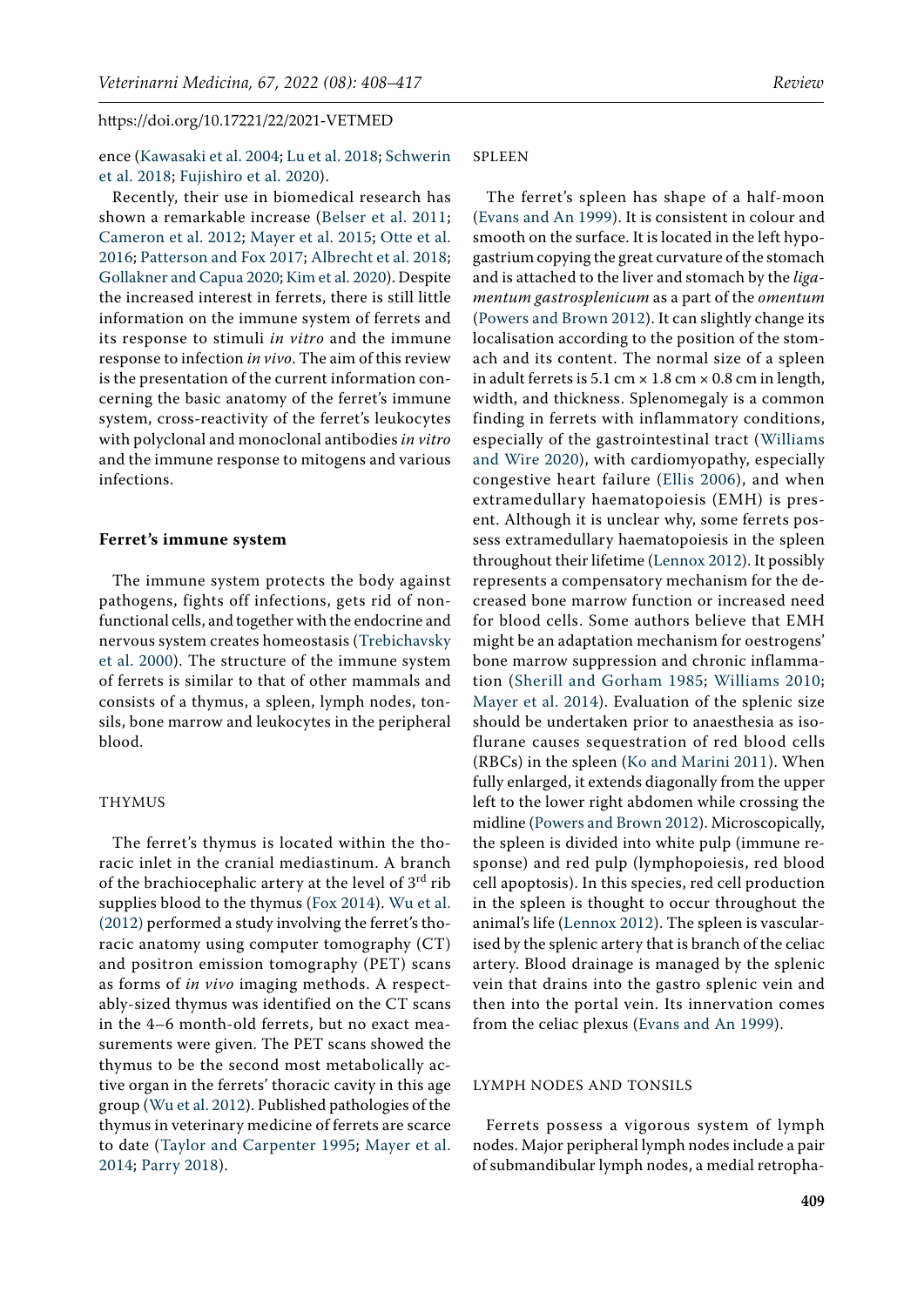ence (Kawasaki et al. 2004; Lu et al. 2018; Schwerin et al. 2018; Fujishiro et al. 2020).

Recently, their use in biomedical research has shown a remarkable increase (Belser et al. 2011; Cameron et al. 2012; Mayer et al. 2015; Otte et al. 2016; Patterson and Fox 2017; Albrecht et al. 2018; Gollakner and Capua 2020; Kim et al. 2020). Despite the increased interest in ferrets, there is still little information on the immune system of ferrets and its response to stimuli *in vitro* and the immune response to infection *in vivo*. The aim of this review is the presentation of the current information concerning the basic anatomy of the ferret's immune system, cross-reactivity of the ferret's leukocytes with polyclonal and monoclonal antibodies *in vitro* and the immune response to mitogens and various infections.

## Ferret's immune system

The immune system protects the body against pathogens, fights off infections, gets rid of non-functional cells, and together with the endocrine and nervous system creates homeostasis (Trebichavsky et al. 2000). The structure of the immune system of ferrets is similar to that of other mammals and consists of a thymus, a spleen, lymph nodes, tonsils, bone marrow and leukocytes in the peripheral blood.

### THYMUS

The ferret's thymus is located within the thoracic inlet in the cranial mediastinum. A branch of the brachiocephalic artery at the level of 3rd rib supplies blood to the thymus (Fox 2014). Wu et al. (2012) performed a study involving the ferret's thoracic anatomy using computer tomography (CT) and positron emission tomography (PET) scans as forms of *in vivo* imaging methods. A respectably-sized thymus was identified on the CT scans in the 4–6 month-old ferrets, but no exact measurements were given. The PET scans showed the thymus to be the second most metabolically active organ in the ferrets' thoracic cavity in this age group (Wu et al. 2012). Published pathologies of the thymus in veterinary medicine of ferrets are scarce to date (Taylor and Carpenter 1995; Mayer et al. 2014; Parry 2018).

### SPLEEN

The ferret's spleen has shape of a half-moon (Evans and An 1999). It is consistent in colour and smooth on the surface. It is located in the left hypogastrium copying the great curvature of the stomach and is attached to the liver and stomach by the *ligamentum gastrosplenicum* as a part of the *omentum* (Powers and Brown 2012). It can slightly change its localisation according to the position of the stomach and its content. The normal size of a spleen in adult ferrets is 5.1 cm × 1.8 cm × 0.8 cm in length, width, and thickness. Splenomegaly is a common finding in ferrets with inflammatory conditions, especially of the gastrointestinal tract (Williams and Wire 2020), with cardiomyopathy, especially congestive heart failure (Ellis 2006), and when extramedullary haematopoiesis (EMH) is present. Although it is unclear why, some ferrets possess extramedullary haematopoiesis in the spleen throughout their lifetime (Lennox 2012). It possibly represents a compensatory mechanism for the decreased bone marrow function or increased need for blood cells. Some authors believe that EMH might be an adaptation mechanism for oestrogens' bone marrow suppression and chronic inflammation (Sherill and Gorham 1985; Williams 2010; Mayer et al. 2014). Evaluation of the splenic size should be undertaken prior to anaesthesia as isoflurane causes sequestration of red blood cells (RBCs) in the spleen (Ko and Marini 2011). When fully enlarged, it extends diagonally from the upper left to the lower right abdomen while crossing the midline (Powers and Brown 2012). Microscopically, the spleen is divided into white pulp (immune response) and red pulp (lymphopoiesis, red blood cell apoptosis). In this species, red cell production in the spleen is thought to occur throughout the animal's life (Lennox 2012). The spleen is vascularised by the splenic artery that is branch of the celiac artery. Blood drainage is managed by the splenic vein that drains into the gastro splenic vein and then into the portal vein. Its innervation comes from the celiac plexus (Evans and An 1999).

### LYMPH NODES AND TONSILS

Ferrets possess a vigorous system of lymph nodes. Major peripheral lymph nodes include a pair of submandibular lymph nodes, a medial retropha-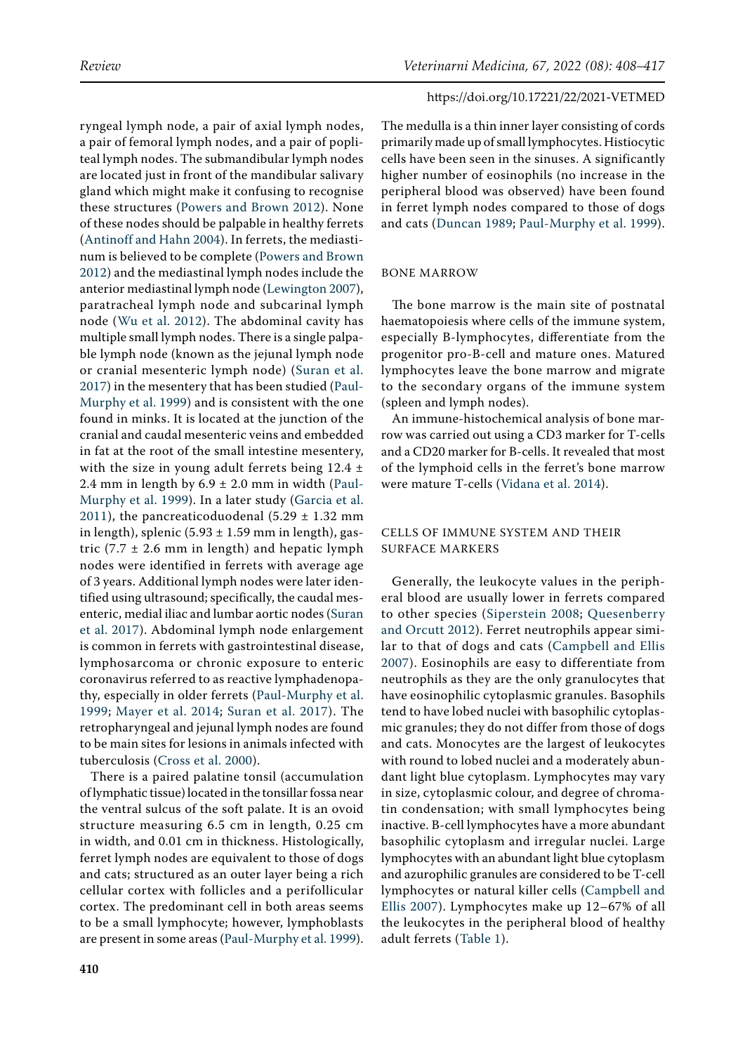ryngeal lymph node, a pair of axial lymph nodes, a pair of femoral lymph nodes, and a pair of popliteal lymph nodes. The submandibular lymph nodes are located just in front of the mandibular salivary gland which might make it confusing to recognise these structures (Powers and Brown 2012). None of these nodes should be palpable in healthy ferrets (Antinoff and Hahn 2004). In ferrets, the mediastinum is believed to be complete (Powers and Brown 2012) and the mediastinal lymph nodes include the anterior mediastinal lymph node (Lewington 2007), paratracheal lymph node and subcarinal lymph node (Wu et al. 2012). The abdominal cavity has multiple small lymph nodes. There is a single palpable lymph node (known as the jejunal lymph node or cranial mesenteric lymph node) (Suran et al. 2017) in the mesentery that has been studied (Paul-Murphy et al. 1999) and is consistent with the one found in minks. It is located at the junction of the cranial and caudal mesenteric veins and embedded in fat at the root of the small intestine mesentery, with the size in young adult ferrets being 12.4 ± 2.4 mm in length by 6.9 ± 2.0 mm in width (Paul-Murphy et al. 1999). In a later study (Garcia et al. 2011), the pancreaticoduodenal (5.29 ± 1.32 mm in length), splenic (5.93 ± 1.59 mm in length), gastric (7.7 ± 2.6 mm in length) and hepatic lymph nodes were identified in ferrets with average age of 3 years. Additional lymph nodes were later identified using ultrasound; specifically, the caudal mesenteric, medial iliac and lumbar aortic nodes (Suran et al. 2017). Abdominal lymph node enlargement is common in ferrets with gastrointestinal disease, lymphosarcoma or chronic exposure to enteric coronavirus referred to as reactive lymphadenopathy, especially in older ferrets (Paul-Murphy et al. 1999; Mayer et al. 2014; Suran et al. 2017). The retropharyngeal and jejunal lymph nodes are found to be main sites for lesions in animals infected with tuberculosis (Cross et al. 2000).

There is a paired palatine tonsil (accumulation of lymphatic tissue) located in the tonsillar fossa near the ventral sulcus of the soft palate. It is an ovoid structure measuring 6.5 cm in length, 0.25 cm in width, and 0.01 cm in thickness. Histologically, ferret lymph nodes are equivalent to those of dogs and cats; structured as an outer layer being a rich cellular cortex with follicles and a perifollicular cortex. The predominant cell in both areas seems to be a small lymphocyte; however, lymphoblasts are present in some areas (Paul-Murphy et al. 1999). The medulla is a thin inner layer consisting of cords primarily made up of small lymphocytes. Histiocytic cells have been seen in the sinuses. A significantly higher number of eosinophils (no increase in the peripheral blood was observed) have been found in ferret lymph nodes compared to those of dogs and cats (Duncan 1989; Paul-Murphy et al. 1999).

## BONE MARROW

The bone marrow is the main site of postnatal haematopoiesis where cells of the immune system, especially B-lymphocytes, differentiate from the progenitor pro-B-cell and mature ones. Matured lymphocytes leave the bone marrow and migrate to the secondary organs of the immune system (spleen and lymph nodes).

An immune-histochemical analysis of bone marrow was carried out using a CD3 marker for T-cells and a CD20 marker for B-cells. It revealed that most of the lymphoid cells in the ferret's bone marrow were mature T-cells (Vidana et al. 2014).

## CELLS OF IMMUNE SYSTEM AND THEIR SURFACE MARKERS

Generally, the leukocyte values in the peripheral blood are usually lower in ferrets compared to other species (Siperstein 2008; Quesenberry and Orcutt 2012). Ferret neutrophils appear similar to that of dogs and cats (Campbell and Ellis 2007). Eosinophils are easy to differentiate from neutrophils as they are the only granulocytes that have eosinophilic cytoplasmic granules. Basophils tend to have lobed nuclei with basophilic cytoplasmic granules; they do not differ from those of dogs and cats. Monocytes are the largest of leukocytes with round to lobed nuclei and a moderately abundant light blue cytoplasm. Lymphocytes may vary in size, cytoplasmic colour, and degree of chromatin condensation; with small lymphocytes being inactive. B-cell lymphocytes have a more abundant basophilic cytoplasm and irregular nuclei. Large lymphocytes with an abundant light blue cytoplasm and azurophilic granules are considered to be T-cell lymphocytes or natural killer cells (Campbell and Ellis 2007). Lymphocytes make up 12–67% of all the leukocytes in the peripheral blood of healthy adult ferrets (Table 1).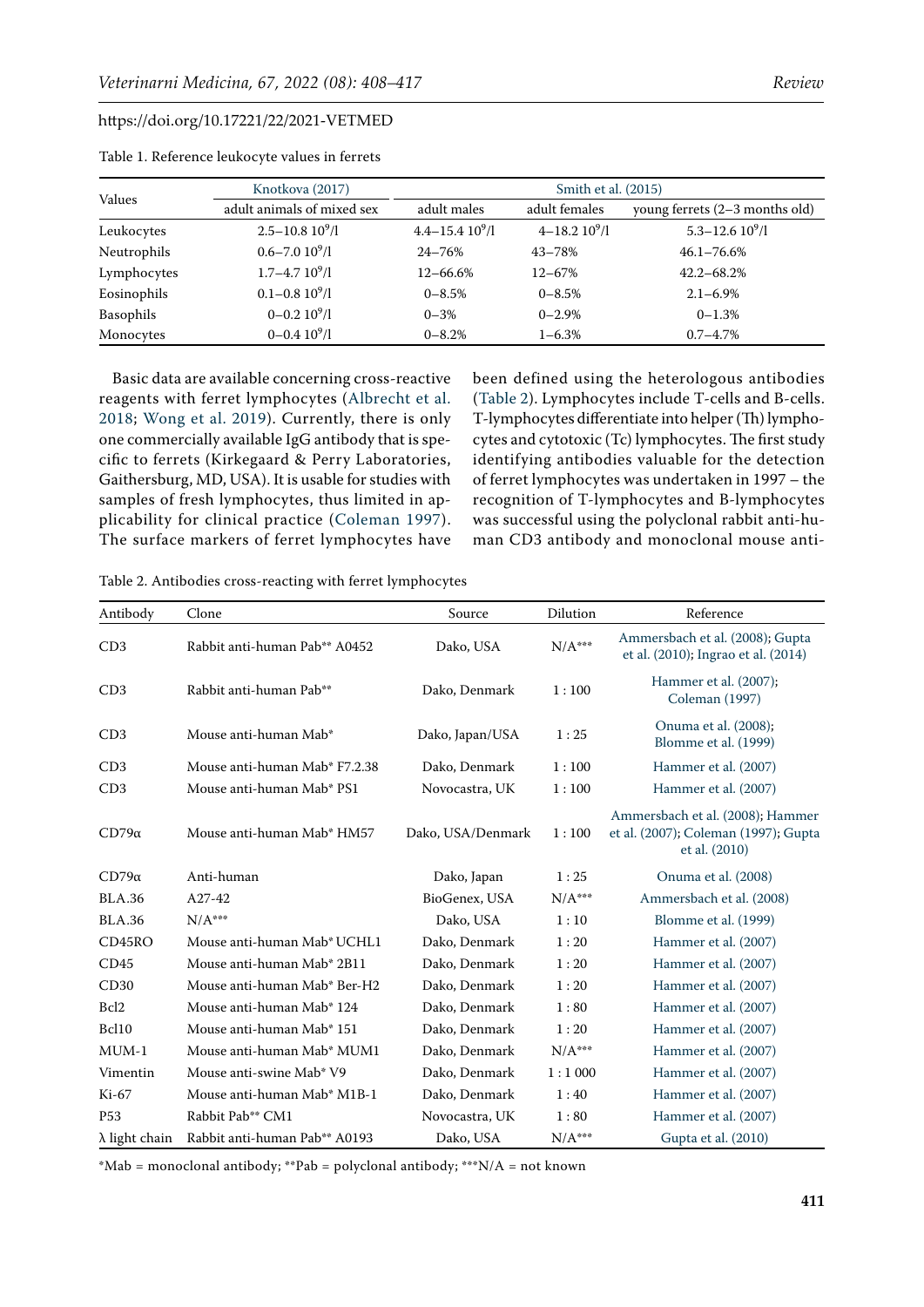Table 1. Reference leukocyte values in ferrets

| Values | Knotkova (2017) | Smith et al. (2015) | | |
|---|---|---|---|---|
| | adult animals of mixed sex | adult males | adult females | young ferrets (2–3 months old) |
| Leukocytes | 2.5–10.8 $10^9$/l | 4.4–15.4 $10^9$/l | 4–18.2 $10^9$/l | 5.3–12.6 $10^9$/l |
| Neutrophils | 0.6–7.0 $10^9$/l | 24–76% | 43–78% | 46.1–76.6% |
| Lymphocytes | 1.7–4.7 $10^9$/l | 12–66.6% | 12–67% | 42.2–68.2% |
| Eosinophils | 0.1–0.8 $10^9$/l | 0–8.5% | 0–8.5% | 2.1–6.9% |
| Basophils | 0–0.2 $10^9$/l | 0–3% | 0–2.9% | 0–1.3% |
| Monocytes | 0–0.4 $10^9$/l | 0–8.2% | 1–6.3% | 0.7–4.7% |

Basic data are available concerning cross-reactive reagents with ferret lymphocytes (Albrecht et al. 2018; Wong et al. 2019). Currently, there is only one commercially available IgG antibody that is specific to ferrets (Kirkegaard & Perry Laboratories, Gaithersburg, MD, USA). It is usable for studies with samples of fresh lymphocytes, thus limited in applicability for clinical practice (Coleman 1997). The surface markers of ferret lymphocytes have been defined using the heterologous antibodies (Table 2). Lymphocytes include T-cells and B-cells. T-lymphocytes differentiate into helper (Th) lymphocytes and cytotoxic (Tc) lymphocytes. The first study identifying antibodies valuable for the detection of ferret lymphocytes was undertaken in 1997 – the recognition of T-lymphocytes and B-lymphocytes was successful using the polyclonal rabbit anti-human CD3 antibody and monoclonal mouse anti-

Table 2. Antibodies cross-reacting with ferret lymphocytes

| Antibody | Clone | Source | Dilution | Reference |
|---|---|---|---|---|
| CD3 | Rabbit anti-human Pab** A0452 | Dako, USA | N/A*** | Ammersbach et al. (2008); Gupta et al. (2010); Ingrao et al. (2014) |
| CD3 | Rabbit anti-human Pab** | Dako, Denmark | 1 : 100 | Hammer et al. (2007); Coleman (1997) |
| CD3 | Mouse anti-human Mab* | Dako, Japan/USA | 1 : 25 | Onuma et al. (2008); Blomme et al. (1999) |
| CD3 | Mouse anti-human Mab* F7.2.38 | Dako, Denmark | 1 : 100 | Hammer et al. (2007) |
| CD3 | Mouse anti-human Mab* PS1 | Novocastra, UK | 1 : 100 | Hammer et al. (2007) |
| CD79α | Mouse anti-human Mab* HM57 | Dako, USA/Denmark | 1 : 100 | Ammersbach et al. (2008); Hammer et al. (2007); Coleman (1997); Gupta et al. (2010) |
| CD79α | Anti-human | Dako, Japan | 1 : 25 | Onuma et al. (2008) |
| BLA.36 | A27-42 | BioGenex, USA | N/A*** | Ammersbach et al. (2008) |
| BLA.36 | N/A*** | Dako, USA | 1 : 10 | Blomme et al. (1999) |
| CD45RO | Mouse anti-human Mab* UCHL1 | Dako, Denmark | 1 : 20 | Hammer et al. (2007) |
| CD45 | Mouse anti-human Mab* 2B11 | Dako, Denmark | 1 : 20 | Hammer et al. (2007) |
| CD30 | Mouse anti-human Mab* Ber-H2 | Dako, Denmark | 1 : 20 | Hammer et al. (2007) |
| Bcl2 | Mouse anti-human Mab* 124 | Dako, Denmark | 1 : 80 | Hammer et al. (2007) |
| Bcl10 | Mouse anti-human Mab* 151 | Dako, Denmark | 1 : 20 | Hammer et al. (2007) |
| MUM-1 | Mouse anti-human Mab* MUM1 | Dako, Denmark | N/A*** | Hammer et al. (2007) |
| Vimentin | Mouse anti-swine Mab* V9 | Dako, Denmark | 1 : 1 000 | Hammer et al. (2007) |
| Ki-67 | Mouse anti-human Mab* M1B-1 | Dako, Denmark | 1 : 40 | Hammer et al. (2007) |
| P53 | Rabbit Pab** CM1 | Novocastra, UK | 1 : 80 | Hammer et al. (2007) |
| λ light chain | Rabbit anti-human Pab** A0193 | Dako, USA | N/A*** | Gupta et al. (2010) |

*Mab = monoclonal antibody; **Pab = polyclonal antibody; ***N/A = not known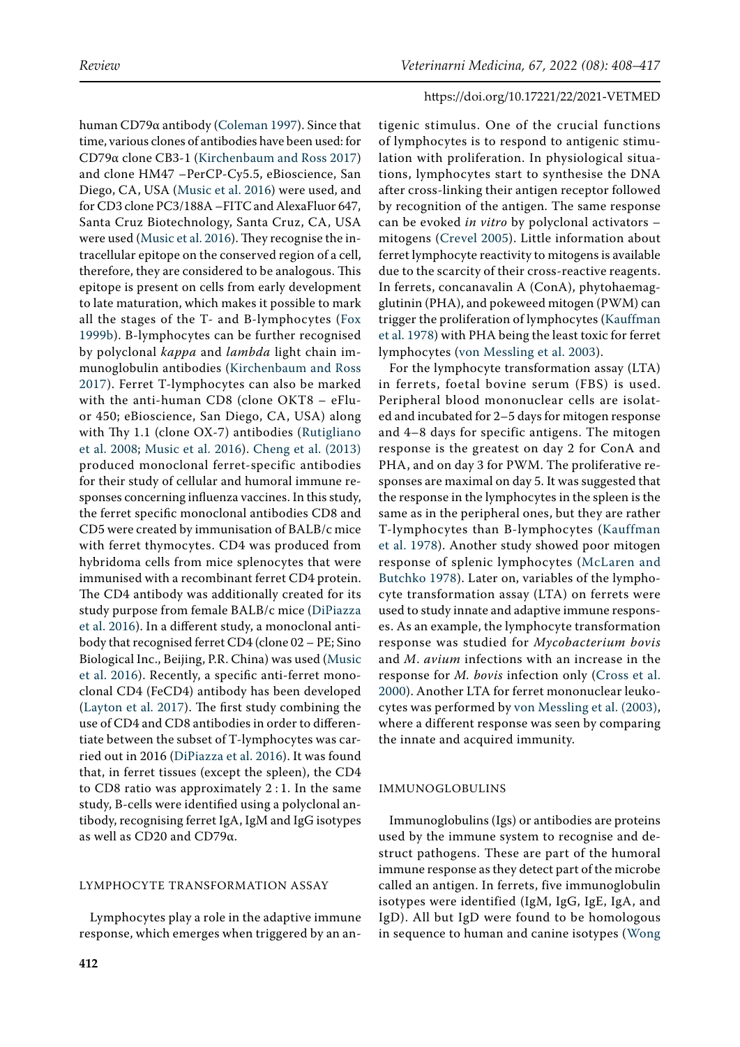human CD79α antibody (Coleman 1997). Since that time, various clones of antibodies have been used: for CD79α clone CB3-1 (Kirchenbaum and Ross 2017) and clone HM47 –PerCP-Cy5.5, eBioscience, San Diego, CA, USA (Music et al. 2016) were used, and for CD3 clone PC3/188A –FITC and AlexaFluor 647, Santa Cruz Biotechnology, Santa Cruz, CA, USA were used (Music et al. 2016). They recognise the intracellular epitope on the conserved region of a cell, therefore, they are considered to be analogous. This epitope is present on cells from early development to late maturation, which makes it possible to mark all the stages of the T- and B-lymphocytes (Fox 1999b). B-lymphocytes can be further recognised by polyclonal *kappa* and *lambda* light chain immunoglobulin antibodies (Kirchenbaum and Ross 2017). Ferret T-lymphocytes can also be marked with the anti-human CD8 (clone OKT8 – eFluor 450; eBioscience, San Diego, CA, USA) along with Thy 1.1 (clone OX-7) antibodies (Rutigliano et al. 2008; Music et al. 2016). Cheng et al. (2013) produced monoclonal ferret-specific antibodies for their study of cellular and humoral immune responses concerning influenza vaccines. In this study, the ferret specific monoclonal antibodies CD8 and CD5 were created by immunisation of BALB/c mice with ferret thymocytes. CD4 was produced from hybridoma cells from mice splenocytes that were immunised with a recombinant ferret CD4 protein. The CD4 antibody was additionally created for its study purpose from female BALB/c mice (DiPiazza et al. 2016). In a different study, a monoclonal antibody that recognised ferret CD4 (clone 02 – PE; Sino Biological Inc., Beijing, P.R. China) was used (Music et al. 2016). Recently, a specific anti-ferret monoclonal CD4 (FeCD4) antibody has been developed (Layton et al. 2017). The first study combining the use of CD4 and CD8 antibodies in order to differentiate between the subset of T-lymphocytes was carried out in 2016 (DiPiazza et al. 2016). It was found that, in ferret tissues (except the spleen), the CD4 to CD8 ratio was approximately 2 : 1. In the same study, B-cells were identified using a polyclonal antibody, recognising ferret IgA, IgM and IgG isotypes as well as CD20 and CD79α.

## LYMPHOCYTE TRANSFORMATION ASSAY

Lymphocytes play a role in the adaptive immune response, which emerges when triggered by an antigenic stimulus. One of the crucial functions of lymphocytes is to respond to antigenic stimulation with proliferation. In physiological situations, lymphocytes start to synthesise the DNA after cross-linking their antigen receptor followed by recognition of the antigen. The same response can be evoked *in vitro* by polyclonal activators – mitogens (Crevel 2005). Little information about ferret lymphocyte reactivity to mitogens is available due to the scarcity of their cross-reactive reagents. In ferrets, concanavalin A (ConA), phytohaemagglutinin (PHA), and pokeweed mitogen (PWM) can trigger the proliferation of lymphocytes (Kauffman et al. 1978) with PHA being the least toxic for ferret lymphocytes (von Messling et al. 2003).

For the lymphocyte transformation assay (LTA) in ferrets, foetal bovine serum (FBS) is used. Peripheral blood mononuclear cells are isolated and incubated for 2–5 days for mitogen response and 4–8 days for specific antigens. The mitogen response is the greatest on day 2 for ConA and PHA, and on day 3 for PWM. The proliferative responses are maximal on day 5. It was suggested that the response in the lymphocytes in the spleen is the same as in the peripheral ones, but they are rather T-lymphocytes than B-lymphocytes (Kauffman et al. 1978). Another study showed poor mitogen response of splenic lymphocytes (McLaren and Butchko 1978). Later on, variables of the lymphocyte transformation assay (LTA) on ferrets were used to study innate and adaptive immune responses. As an example, the lymphocyte transformation response was studied for *Mycobacterium bovis* and *M. avium* infections with an increase in the response for *M. bovis* infection only (Cross et al. 2000). Another LTA for ferret mononuclear leukocytes was performed by von Messling et al. (2003), where a different response was seen by comparing the innate and acquired immunity.

## IMMUNOGLOBULINS

Immunoglobulins (Igs) or antibodies are proteins used by the immune system to recognise and destruct pathogens. These are part of the humoral immune response as they detect part of the microbe called an antigen. In ferrets, five immunoglobulin isotypes were identified (IgM, IgG, IgE, IgA, and IgD). All but IgD were found to be homologous in sequence to human and canine isotypes (Wong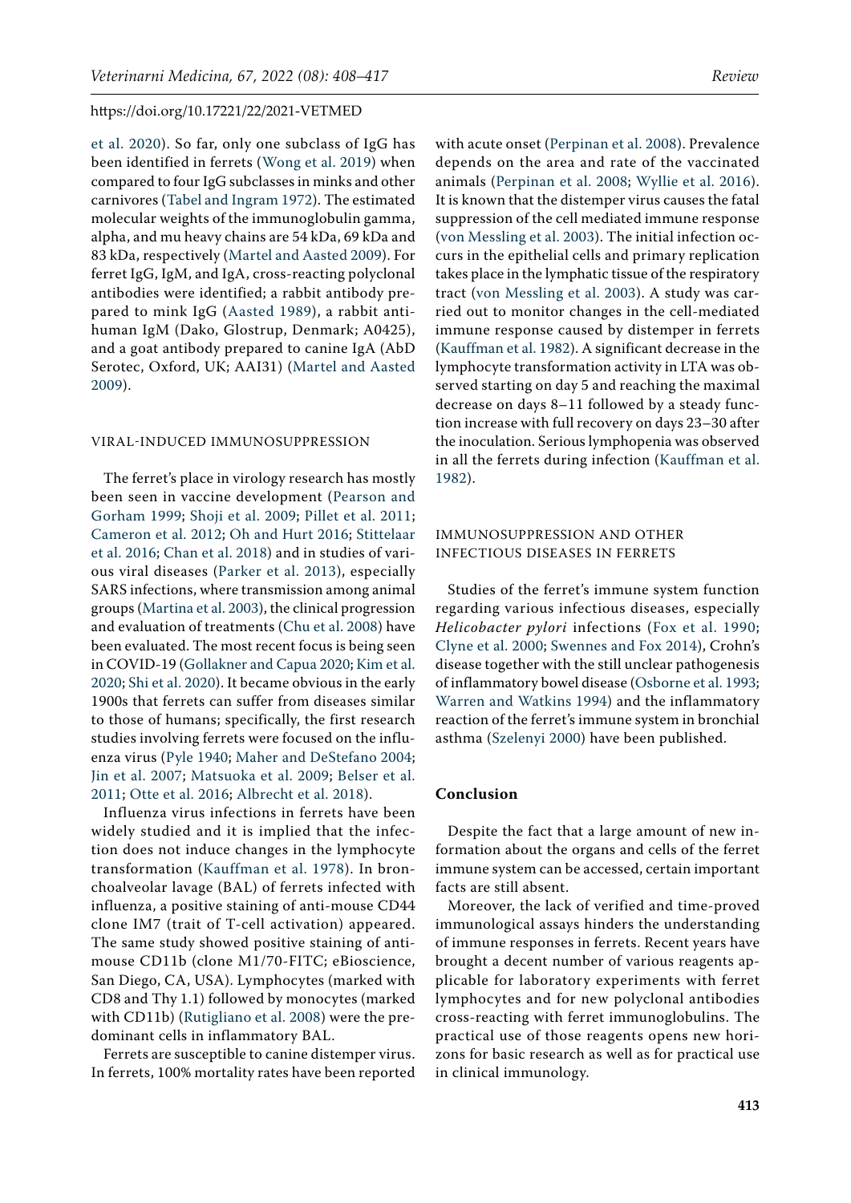et al. 2020). So far, only one subclass of IgG has been identified in ferrets (Wong et al. 2019) when compared to four IgG subclasses in minks and other carnivores (Tabel and Ingram 1972). The estimated molecular weights of the immunoglobulin gamma, alpha, and mu heavy chains are 54 kDa, 69 kDa and 83 kDa, respectively (Martel and Aasted 2009). For ferret IgG, IgM, and IgA, cross-reacting polyclonal antibodies were identified; a rabbit antibody prepared to mink IgG (Aasted 1989), a rabbit anti-human IgM (Dako, Glostrup, Denmark; A0425), and a goat antibody prepared to canine IgA (AbD Serotec, Oxford, UK; AAI31) (Martel and Aasted 2009).

## VIRAL-INDUCED IMMUNOSUPPRESSION

The ferret's place in virology research has mostly been seen in vaccine development (Pearson and Gorham 1999; Shoji et al. 2009; Pillet et al. 2011; Cameron et al. 2012; Oh and Hurt 2016; Stittelaar et al. 2016; Chan et al. 2018) and in studies of various viral diseases (Parker et al. 2013), especially SARS infections, where transmission among animal groups (Martina et al. 2003), the clinical progression and evaluation of treatments (Chu et al. 2008) have been evaluated. The most recent focus is being seen in COVID-19 (Gollakner and Capua 2020; Kim et al. 2020; Shi et al. 2020). It became obvious in the early 1900s that ferrets can suffer from diseases similar to those of humans; specifically, the first research studies involving ferrets were focused on the influenza virus (Pyle 1940; Maher and DeStefano 2004; Jin et al. 2007; Matsuoka et al. 2009; Belser et al. 2011; Otte et al. 2016; Albrecht et al. 2018).

Influenza virus infections in ferrets have been widely studied and it is implied that the infection does not induce changes in the lymphocyte transformation (Kauffman et al. 1978). In bronchoalveolar lavage (BAL) of ferrets infected with influenza, a positive staining of anti-mouse CD44 clone IM7 (trait of T-cell activation) appeared. The same study showed positive staining of anti-mouse CD11b (clone M1/70-FITC; eBioscience, San Diego, CA, USA). Lymphocytes (marked with CD8 and Thy 1.1) followed by monocytes (marked with CD11b) (Rutigliano et al. 2008) were the predominant cells in inflammatory BAL.

Ferrets are susceptible to canine distemper virus. In ferrets, 100% mortality rates have been reported with acute onset (Perpinan et al. 2008). Prevalence depends on the area and rate of the vaccinated animals (Perpinan et al. 2008; Wyllie et al. 2016). It is known that the distemper virus causes the fatal suppression of the cell mediated immune response (von Messling et al. 2003). The initial infection occurs in the epithelial cells and primary replication takes place in the lymphatic tissue of the respiratory tract (von Messling et al. 2003). A study was carried out to monitor changes in the cell-mediated immune response caused by distemper in ferrets (Kauffman et al. 1982). A significant decrease in the lymphocyte transformation activity in LTA was observed starting on day 5 and reaching the maximal decrease on days 8–11 followed by a steady function increase with full recovery on days 23–30 after the inoculation. Serious lymphopenia was observed in all the ferrets during infection (Kauffman et al. 1982).

## IMMUNOSUPPRESSION AND OTHER INFECTIOUS DISEASES IN FERRETS

Studies of the ferret's immune system function regarding various infectious diseases, especially *Helicobacter pylori* infections (Fox et al. 1990; Clyne et al. 2000; Swennes and Fox 2014), Crohn's disease together with the still unclear pathogenesis of inflammatory bowel disease (Osborne et al. 1993; Warren and Watkins 1994) and the inflammatory reaction of the ferret's immune system in bronchial asthma (Szelenyi 2000) have been published.

# Conclusion

Despite the fact that a large amount of new information about the organs and cells of the ferret immune system can be accessed, certain important facts are still absent.

Moreover, the lack of verified and time-proved immunological assays hinders the understanding of immune responses in ferrets. Recent years have brought a decent number of various reagents applicable for laboratory experiments with ferret lymphocytes and for new polyclonal antibodies cross-reacting with ferret immunoglobulins. The practical use of those reagents opens new horizons for basic research as well as for practical use in clinical immunology.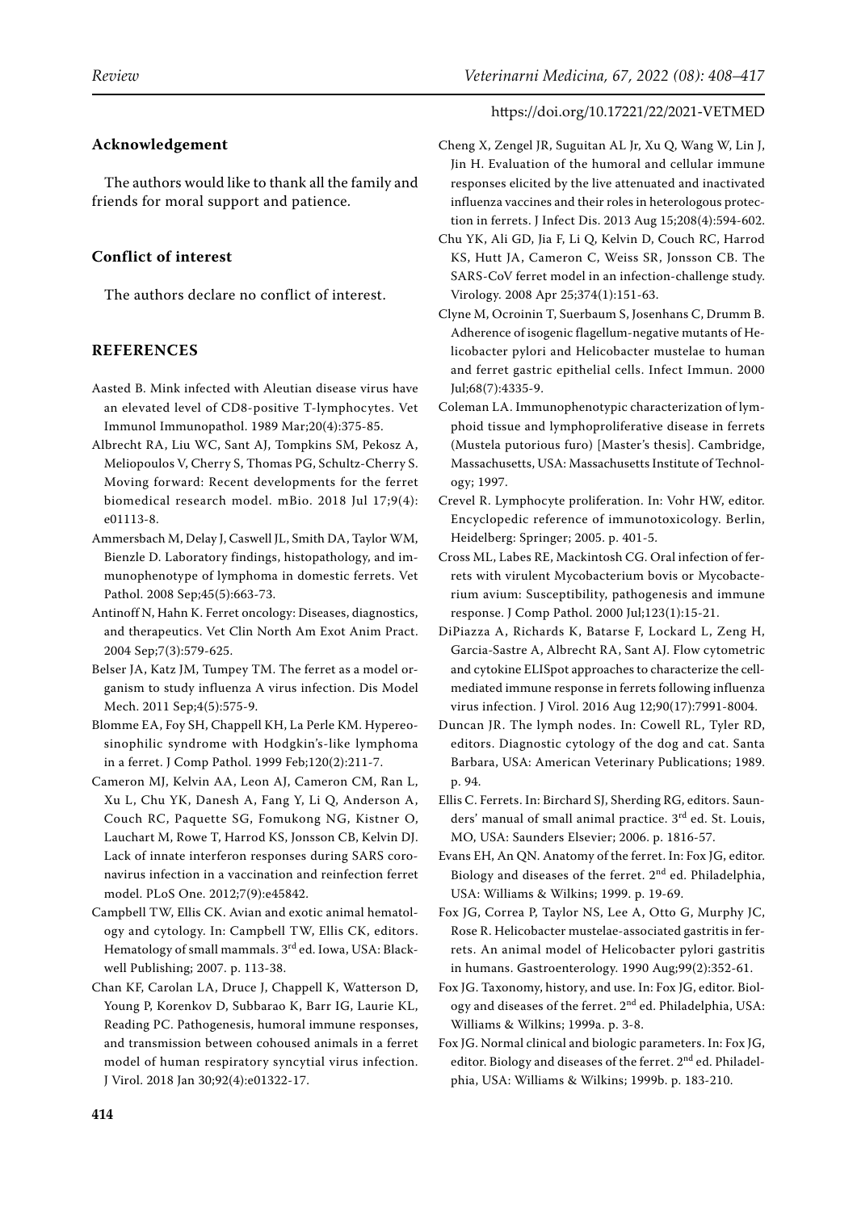## Acknowledgement

The authors would like to thank all the family and friends for moral support and patience.

## Conflict of interest

The authors declare no conflict of interest.

## REFERENCES

Aasted B. Mink infected with Aleutian disease virus have an elevated level of CD8-positive T-lymphocytes. Vet Immunol Immunopathol. 1989 Mar;20(4):375-85.

Albrecht RA, Liu WC, Sant AJ, Tompkins SM, Pekosz A, Meliopoulos V, Cherry S, Thomas PG, Schultz-Cherry S. Moving forward: Recent developments for the ferret biomedical research model. mBio. 2018 Jul 17;9(4): e01113-8.

Ammersbach M, Delay J, Caswell JL, Smith DA, Taylor WM, Bienzle D. Laboratory findings, histopathology, and immunophenotype of lymphoma in domestic ferrets. Vet Pathol. 2008 Sep;45(5):663-73.

Antinoff N, Hahn K. Ferret oncology: Diseases, diagnostics, and therapeutics. Vet Clin North Am Exot Anim Pract. 2004 Sep;7(3):579-625.

Belser JA, Katz JM, Tumpey TM. The ferret as a model organism to study influenza A virus infection. Dis Model Mech. 2011 Sep;4(5):575-9.

Blomme EA, Foy SH, Chappell KH, La Perle KM. Hypereosinophilic syndrome with Hodgkin's-like lymphoma in a ferret. J Comp Pathol. 1999 Feb;120(2):211-7.

Cameron MJ, Kelvin AA, Leon AJ, Cameron CM, Ran L, Xu L, Chu YK, Danesh A, Fang Y, Li Q, Anderson A, Couch RC, Paquette SG, Fomukong NG, Kistner O, Lauchart M, Rowe T, Harrod KS, Jonsson CB, Kelvin DJ. Lack of innate interferon responses during SARS coronavirus infection in a vaccination and reinfection ferret model. PLoS One. 2012;7(9):e45842.

Campbell TW, Ellis CK. Avian and exotic animal hematology and cytology. In: Campbell TW, Ellis CK, editors. Hematology of small mammals. 3rd ed. Iowa, USA: Blackwell Publishing; 2007. p. 113-38.

Chan KF, Carolan LA, Druce J, Chappell K, Watterson D, Young P, Korenkov D, Subbarao K, Barr IG, Laurie KL, Reading PC. Pathogenesis, humoral immune responses, and transmission between cohoused animals in a ferret model of human respiratory syncytial virus infection. J Virol. 2018 Jan 30;92(4):e01322-17.

Cheng X, Zengel JR, Suguitan AL Jr, Xu Q, Wang W, Lin J, Jin H. Evaluation of the humoral and cellular immune responses elicited by the live attenuated and inactivated influenza vaccines and their roles in heterologous protection in ferrets. J Infect Dis. 2013 Aug 15;208(4):594-602.

Chu YK, Ali GD, Jia F, Li Q, Kelvin D, Couch RC, Harrod KS, Hutt JA, Cameron C, Weiss SR, Jonsson CB. The SARS-CoV ferret model in an infection-challenge study. Virology. 2008 Apr 25;374(1):151-63.

Clyne M, Ocroinin T, Suerbaum S, Josenhans C, Drumm B. Adherence of isogenic flagellum-negative mutants of Helicobacter pylori and Helicobacter mustelae to human and ferret gastric epithelial cells. Infect Immun. 2000 Jul;68(7):4335-9.

Coleman LA. Immunophenotypic characterization of lymphoid tissue and lymphoproliferative disease in ferrets (Mustela putorious furo) [Master's thesis]. Cambridge, Massachusetts, USA: Massachusetts Institute of Technology; 1997.

Crevel R. Lymphocyte proliferation. In: Vohr HW, editor. Encyclopedic reference of immunotoxicology. Berlin, Heidelberg: Springer; 2005. p. 401-5.

Cross ML, Labes RE, Mackintosh CG. Oral infection of ferrets with virulent Mycobacterium bovis or Mycobacterium avium: Susceptibility, pathogenesis and immune response. J Comp Pathol. 2000 Jul;123(1):15-21.

DiPiazza A, Richards K, Batarse F, Lockard L, Zeng H, Garcia-Sastre A, Albrecht RA, Sant AJ. Flow cytometric and cytokine ELISpot approaches to characterize the cell-mediated immune response in ferrets following influenza virus infection. J Virol. 2016 Aug 12;90(17):7991-8004.

Duncan JR. The lymph nodes. In: Cowell RL, Tyler RD, editors. Diagnostic cytology of the dog and cat. Santa Barbara, USA: American Veterinary Publications; 1989. p. 94.

Ellis C. Ferrets. In: Birchard SJ, Sherding RG, editors. Saunders' manual of small animal practice. 3rd ed. St. Louis, MO, USA: Saunders Elsevier; 2006. p. 1816-57.

Evans EH, An QN. Anatomy of the ferret. In: Fox JG, editor. Biology and diseases of the ferret. 2nd ed. Philadelphia, USA: Williams & Wilkins; 1999. p. 19-69.

Fox JG, Correa P, Taylor NS, Lee A, Otto G, Murphy JC, Rose R. Helicobacter mustelae-associated gastritis in ferrets. An animal model of Helicobacter pylori gastritis in humans. Gastroenterology. 1990 Aug;99(2):352-61.

Fox JG. Taxonomy, history, and use. In: Fox JG, editor. Biology and diseases of the ferret. 2nd ed. Philadelphia, USA: Williams & Wilkins; 1999a. p. 3-8.

Fox JG. Normal clinical and biologic parameters. In: Fox JG, editor. Biology and diseases of the ferret. 2nd ed. Philadelphia, USA: Williams & Wilkins; 1999b. p. 183-210.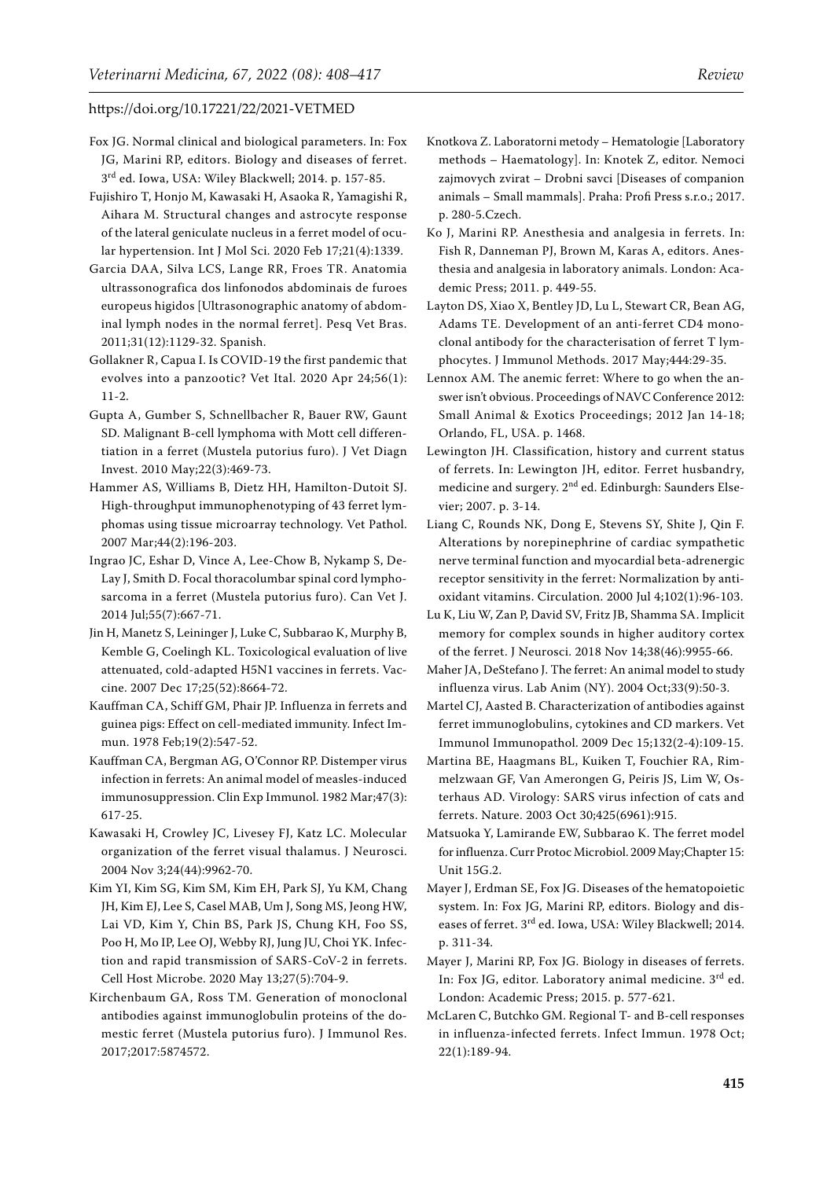Fox JG. Normal clinical and biological parameters. In: Fox JG, Marini RP, editors. Biology and diseases of ferret. 3rd ed. Iowa, USA: Wiley Blackwell; 2014. p. 157-85.

Fujishiro T, Honjo M, Kawasaki H, Asaoka R, Yamagishi R, Aihara M. Structural changes and astrocyte response of the lateral geniculate nucleus in a ferret model of ocular hypertension. Int J Mol Sci. 2020 Feb 17;21(4):1339.

Garcia DAA, Silva LCS, Lange RR, Froes TR. Anatomia ultrassonografica dos linfonodos abdominais de furoes europeus higidos [Ultrasonographic anatomy of abdominal lymph nodes in the normal ferret]. Pesq Vet Bras. 2011;31(12):1129-32. Spanish.

Gollakner R, Capua I. Is COVID-19 the first pandemic that evolves into a panzootic? Vet Ital. 2020 Apr 24;56(1):11-2.

Gupta A, Gumber S, Schnellbacher R, Bauer RW, Gaunt SD. Malignant B-cell lymphoma with Mott cell differentiation in a ferret (Mustela putorius furo). J Vet Diagn Invest. 2010 May;22(3):469-73.

Hammer AS, Williams B, Dietz HH, Hamilton-Dutoit SJ. High-throughput immunophenotyping of 43 ferret lymphomas using tissue microarray technology. Vet Pathol. 2007 Mar;44(2):196-203.

Ingrao JC, Eshar D, Vince A, Lee-Chow B, Nykamp S, DeLay J, Smith D. Focal thoracolumbar spinal cord lymphosarcoma in a ferret (Mustela putorius furo). Can Vet J. 2014 Jul;55(7):667-71.

Jin H, Manetz S, Leininger J, Luke C, Subbarao K, Murphy B, Kemble G, Coelingh KL. Toxicological evaluation of live attenuated, cold-adapted H5N1 vaccines in ferrets. Vaccine. 2007 Dec 17;25(52):8664-72.

Kauffman CA, Schiff GM, Phair JP. Influenza in ferrets and guinea pigs: Effect on cell-mediated immunity. Infect Immun. 1978 Feb;19(2):547-52.

Kauffman CA, Bergman AG, O'Connor RP. Distemper virus infection in ferrets: An animal model of measles-induced immunosuppression. Clin Exp Immunol. 1982 Mar;47(3):617-25.

Kawasaki H, Crowley JC, Livesey FJ, Katz LC. Molecular organization of the ferret visual thalamus. J Neurosci. 2004 Nov 3;24(44):9962-70.

Kim YI, Kim SG, Kim SM, Kim EH, Park SJ, Yu KM, Chang JH, Kim EJ, Lee S, Casel MAB, Um J, Song MS, Jeong HW, Lai VD, Kim Y, Chin BS, Park JS, Chung KH, Foo SS, Poo H, Mo IP, Lee OJ, Webby RJ, Jung JU, Choi YK. Infection and rapid transmission of SARS-CoV-2 in ferrets. Cell Host Microbe. 2020 May 13;27(5):704-9.

Kirchenbaum GA, Ross TM. Generation of monoclonal antibodies against immunoglobulin proteins of the domestic ferret (Mustela putorius furo). J Immunol Res. 2017;2017:5874572.

Knotkova Z. Laboratorni metody – Hematologie [Laboratory methods – Haematology]. In: Knotek Z, editor. Nemoci zajmovych zvirat – Drobni savci [Diseases of companion animals – Small mammals]. Praha: Profi Press s.r.o.; 2017. p. 280-5.Czech.

Ko J, Marini RP. Anesthesia and analgesia in ferrets. In: Fish R, Danneman PJ, Brown M, Karas A, editors. Anesthesia and analgesia in laboratory animals. London: Academic Press; 2011. p. 449-55.

Layton DS, Xiao X, Bentley JD, Lu L, Stewart CR, Bean AG, Adams TE. Development of an anti-ferret CD4 monoclonal antibody for the characterisation of ferret T lymphocytes. J Immunol Methods. 2017 May;444:29-35.

Lennox AM. The anemic ferret: Where to go when the answer isn't obvious. Proceedings of NAVC Conference 2012: Small Animal & Exotics Proceedings; 2012 Jan 14-18; Orlando, FL, USA. p. 1468.

Lewington JH. Classification, history and current status of ferrets. In: Lewington JH, editor. Ferret husbandry, medicine and surgery. 2nd ed. Edinburgh: Saunders Elsevier; 2007. p. 3-14.

Liang C, Rounds NK, Dong E, Stevens SY, Shite J, Qin F. Alterations by norepinephrine of cardiac sympathetic nerve terminal function and myocardial beta-adrenergic receptor sensitivity in the ferret: Normalization by antioxidant vitamins. Circulation. 2000 Jul 4;102(1):96-103.

Lu K, Liu W, Zan P, David SV, Fritz JB, Shamma SA. Implicit memory for complex sounds in higher auditory cortex of the ferret. J Neurosci. 2018 Nov 14;38(46):9955-66.

Maher JA, DeStefano J. The ferret: An animal model to study influenza virus. Lab Anim (NY). 2004 Oct;33(9):50-3.

Martel CJ, Aasted B. Characterization of antibodies against ferret immunoglobulins, cytokines and CD markers. Vet Immunol Immunopathol. 2009 Dec 15;132(2-4):109-15.

Martina BE, Haagmans BL, Kuiken T, Fouchier RA, Rimmelzwaan GF, Van Amerongen G, Peiris JS, Lim W, Osterhaus AD. Virology: SARS virus infection of cats and ferrets. Nature. 2003 Oct 30;425(6961):915.

Matsuoka Y, Lamirande EW, Subbarao K. The ferret model for influenza. Curr Protoc Microbiol. 2009 May;Chapter 15: Unit 15G.2.

Mayer J, Erdman SE, Fox JG. Diseases of the hematopoietic system. In: Fox JG, Marini RP, editors. Biology and diseases of ferret. 3rd ed. Iowa, USA: Wiley Blackwell; 2014. p. 311-34.

Mayer J, Marini RP, Fox JG. Biology in diseases of ferrets. In: Fox JG, editor. Laboratory animal medicine. 3rd ed. London: Academic Press; 2015. p. 577-621.

McLaren C, Butchko GM. Regional T- and B-cell responses in influenza-infected ferrets. Infect Immun. 1978 Oct; 22(1):189-94.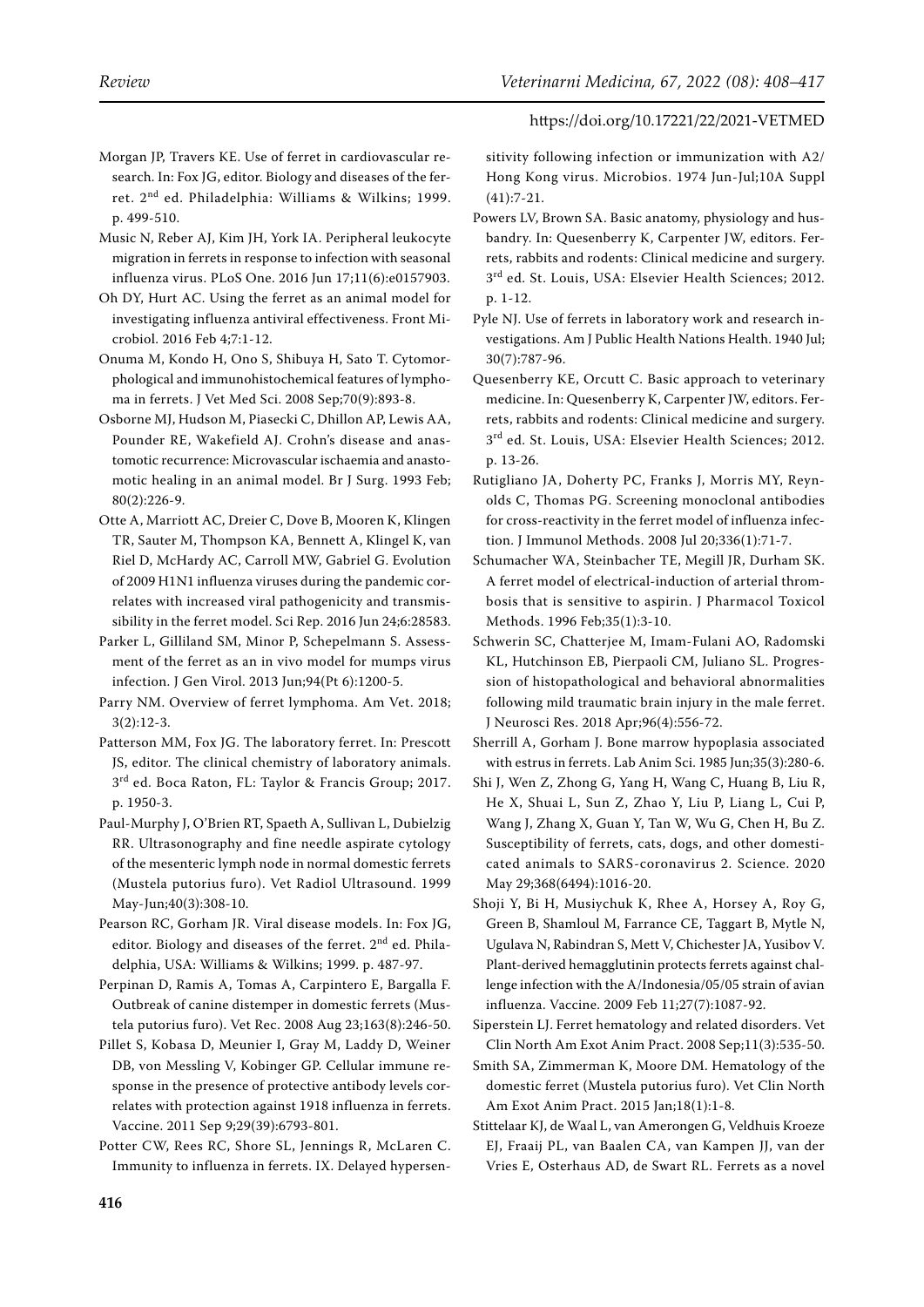Morgan JP, Travers KE. Use of ferret in cardiovascular research. In: Fox JG, editor. Biology and diseases of the ferret. 2nd ed. Philadelphia: Williams & Wilkins; 1999. p. 499-510.

Music N, Reber AJ, Kim JH, York IA. Peripheral leukocyte migration in ferrets in response to infection with seasonal influenza virus. PLoS One. 2016 Jun 17;11(6):e0157903.

Oh DY, Hurt AC. Using the ferret as an animal model for investigating influenza antiviral effectiveness. Front Microbiol. 2016 Feb 4;7:1-12.

Onuma M, Kondo H, Ono S, Shibuya H, Sato T. Cytomorphological and immunohistochemical features of lymphoma in ferrets. J Vet Med Sci. 2008 Sep;70(9):893-8.

Osborne MJ, Hudson M, Piasecki C, Dhillon AP, Lewis AA, Pounder RE, Wakefield AJ. Crohn's disease and anastomotic recurrence: Microvascular ischaemia and anastomotic healing in an animal model. Br J Surg. 1993 Feb;80(2):226-9.

Otte A, Marriott AC, Dreier C, Dove B, Mooren K, Klingen TR, Sauter M, Thompson KA, Bennett A, Klingel K, van Riel D, McHardy AC, Carroll MW, Gabriel G. Evolution of 2009 H1N1 influenza viruses during the pandemic correlates with increased viral pathogenicity and transmissibility in the ferret model. Sci Rep. 2016 Jun 24;6:28583.

Parker L, Gilliland SM, Minor P, Schepelmann S. Assessment of the ferret as an in vivo model for mumps virus infection. J Gen Virol. 2013 Jun;94(Pt 6):1200-5.

Parry NM. Overview of ferret lymphoma. Am Vet. 2018;3(2):12-3.

Patterson MM, Fox JG. The laboratory ferret. In: Prescott JS, editor. The clinical chemistry of laboratory animals. 3rd ed. Boca Raton, FL: Taylor & Francis Group; 2017. p. 1950-3.

Paul-Murphy J, O'Brien RT, Spaeth A, Sullivan L, Dubielzig RR. Ultrasonography and fine needle aspirate cytology of the mesenteric lymph node in normal domestic ferrets (Mustela putorius furo). Vet Radiol Ultrasound. 1999 May-Jun;40(3):308-10.

Pearson RC, Gorham JR. Viral disease models. In: Fox JG, editor. Biology and diseases of the ferret. 2nd ed. Philadelphia, USA: Williams & Wilkins; 1999. p. 487-97.

Perpinan D, Ramis A, Tomas A, Carpintero E, Bargalla F. Outbreak of canine distemper in domestic ferrets (Mustela putorius furo). Vet Rec. 2008 Aug 23;163(8):246-50.

Pillet S, Kobasa D, Meunier I, Gray M, Laddy D, Weiner DB, von Messling V, Kobinger GP. Cellular immune response in the presence of protective antibody levels correlates with protection against 1918 influenza in ferrets. Vaccine. 2011 Sep 9;29(39):6793-801.

Potter CW, Rees RC, Shore SL, Jennings R, McLaren C. Immunity to influenza in ferrets. IX. Delayed hypersensitivity following infection or immunization with A2/Hong Kong virus. Microbios. 1974 Jun-Jul;10A Suppl (41):7-21.

Powers LV, Brown SA. Basic anatomy, physiology and husbandry. In: Quesenberry K, Carpenter JW, editors. Ferrets, rabbits and rodents: Clinical medicine and surgery. 3rd ed. St. Louis, USA: Elsevier Health Sciences; 2012. p. 1-12.

Pyle NJ. Use of ferrets in laboratory work and research investigations. Am J Public Health Nations Health. 1940 Jul;30(7):787-96.

Quesenberry KE, Orcutt C. Basic approach to veterinary medicine. In: Quesenberry K, Carpenter JW, editors. Ferrets, rabbits and rodents: Clinical medicine and surgery. 3rd ed. St. Louis, USA: Elsevier Health Sciences; 2012. p. 13-26.

Rutigliano JA, Doherty PC, Franks J, Morris MY, Reynolds C, Thomas PG. Screening monoclonal antibodies for cross-reactivity in the ferret model of influenza infection. J Immunol Methods. 2008 Jul 20;336(1):71-7.

Schumacher WA, Steinbacher TE, Megill JR, Durham SK. A ferret model of electrical-induction of arterial thrombosis that is sensitive to aspirin. J Pharmacol Toxicol Methods. 1996 Feb;35(1):3-10.

Schwerin SC, Chatterjee M, Imam-Fulani AO, Radomski KL, Hutchinson EB, Pierpaoli CM, Juliano SL. Progression of histopathological and behavioral abnormalities following mild traumatic brain injury in the male ferret. J Neurosci Res. 2018 Apr;96(4):556-72.

Sherrill A, Gorham J. Bone marrow hypoplasia associated with estrus in ferrets. Lab Anim Sci. 1985 Jun;35(3):280-6.

Shi J, Wen Z, Zhong G, Yang H, Wang C, Huang B, Liu R, He X, Shuai L, Sun Z, Zhao Y, Liu P, Liang L, Cui P, Wang J, Zhang X, Guan Y, Tan W, Wu G, Chen H, Bu Z. Susceptibility of ferrets, cats, dogs, and other domesticated animals to SARS-coronavirus 2. Science. 2020 May 29;368(6494):1016-20.

Shoji Y, Bi H, Musiychuk K, Rhee A, Horsey A, Roy G, Green B, Shamloul M, Farrance CE, Taggart B, Mytle N, Ugulava N, Rabindran S, Mett V, Chichester JA, Yusibov V. Plant-derived hemagglutinin protects ferrets against challenge infection with the A/Indonesia/05/05 strain of avian influenza. Vaccine. 2009 Feb 11;27(7):1087-92.

Siperstein LJ. Ferret hematology and related disorders. Vet Clin North Am Exot Anim Pract. 2008 Sep;11(3):535-50.

Smith SA, Zimmerman K, Moore DM. Hematology of the domestic ferret (Mustela putorius furo). Vet Clin North Am Exot Anim Pract. 2015 Jan;18(1):1-8.

Stittelaar KJ, de Waal L, van Amerongen G, Veldhuis Kroeze EJ, Fraaij PL, van Baalen CA, van Kampen JJ, van der Vries E, Osterhaus AD, de Swart RL. Ferrets as a novel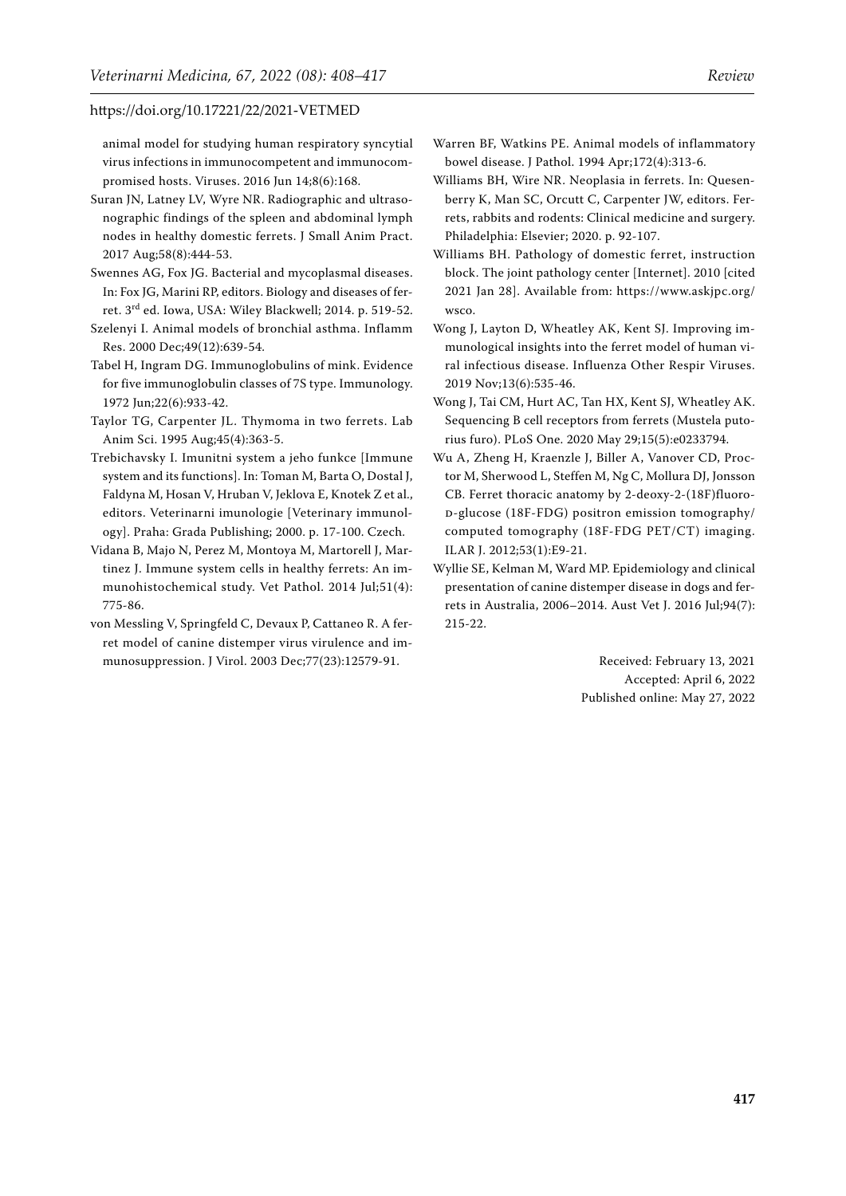animal model for studying human respiratory syncytial virus infections in immunocompetent and immunocompromised hosts. Viruses. 2016 Jun 14;8(6):168.

Suran JN, Latney LV, Wyre NR. Radiographic and ultrasonographic findings of the spleen and abdominal lymph nodes in healthy domestic ferrets. J Small Anim Pract. 2017 Aug;58(8):444-53.

Swennes AG, Fox JG. Bacterial and mycoplasmal diseases. In: Fox JG, Marini RP, editors. Biology and diseases of ferret. 3rd ed. Iowa, USA: Wiley Blackwell; 2014. p. 519-52.

Szelenyi I. Animal models of bronchial asthma. Inflamm Res. 2000 Dec;49(12):639-54.

Tabel H, Ingram DG. Immunoglobulins of mink. Evidence for five immunoglobulin classes of 7S type. Immunology. 1972 Jun;22(6):933-42.

Taylor TG, Carpenter JL. Thymoma in two ferrets. Lab Anim Sci. 1995 Aug;45(4):363-5.

Trebichavsky I. Imunitni system a jeho funkce [Immune system and its functions]. In: Toman M, Barta O, Dostal J, Faldyna M, Hosan V, Hruban V, Jeklova E, Knotek Z et al., editors. Veterinarni imunologie [Veterinary immunology]. Praha: Grada Publishing; 2000. p. 17-100. Czech.

Vidana B, Majo N, Perez M, Montoya M, Martorell J, Martinez J. Immune system cells in healthy ferrets: An immunohistochemical study. Vet Pathol. 2014 Jul;51(4):775-86.

von Messling V, Springfeld C, Devaux P, Cattaneo R. A ferret model of canine distemper virus virulence and immunosuppression. J Virol. 2003 Dec;77(23):12579-91.

Warren BF, Watkins PE. Animal models of inflammatory bowel disease. J Pathol. 1994 Apr;172(4):313-6.

Williams BH, Wire NR. Neoplasia in ferrets. In: Quesenberry K, Man SC, Orcutt C, Carpenter JW, editors. Ferrets, rabbits and rodents: Clinical medicine and surgery. Philadelphia: Elsevier; 2020. p. 92-107.

Williams BH. Pathology of domestic ferret, instruction block. The joint pathology center [Internet]. 2010 [cited 2021 Jan 28]. Available from: https://www.askjpc.org/wsco.

Wong J, Layton D, Wheatley AK, Kent SJ. Improving immunological insights into the ferret model of human viral infectious disease. Influenza Other Respir Viruses. 2019 Nov;13(6):535-46.

Wong J, Tai CM, Hurt AC, Tan HX, Kent SJ, Wheatley AK. Sequencing B cell receptors from ferrets (Mustela putorius furo). PLoS One. 2020 May 29;15(5):e0233794.

Wu A, Zheng H, Kraenzle J, Biller A, Vanover CD, Proctor M, Sherwood L, Steffen M, Ng C, Mollura DJ, Jonsson CB. Ferret thoracic anatomy by 2-deoxy-2-(18F)fluoro-D-glucose (18F-FDG) positron emission tomography/computed tomography (18F-FDG PET/CT) imaging. ILAR J. 2012;53(1):E9-21.

Wyllie SE, Kelman M, Ward MP. Epidemiology and clinical presentation of canine distemper disease in dogs and ferrets in Australia, 2006–2014. Aust Vet J. 2016 Jul;94(7):215-22.

Received: February 13, 2021
Accepted: April 6, 2022
Published online: May 27, 2022